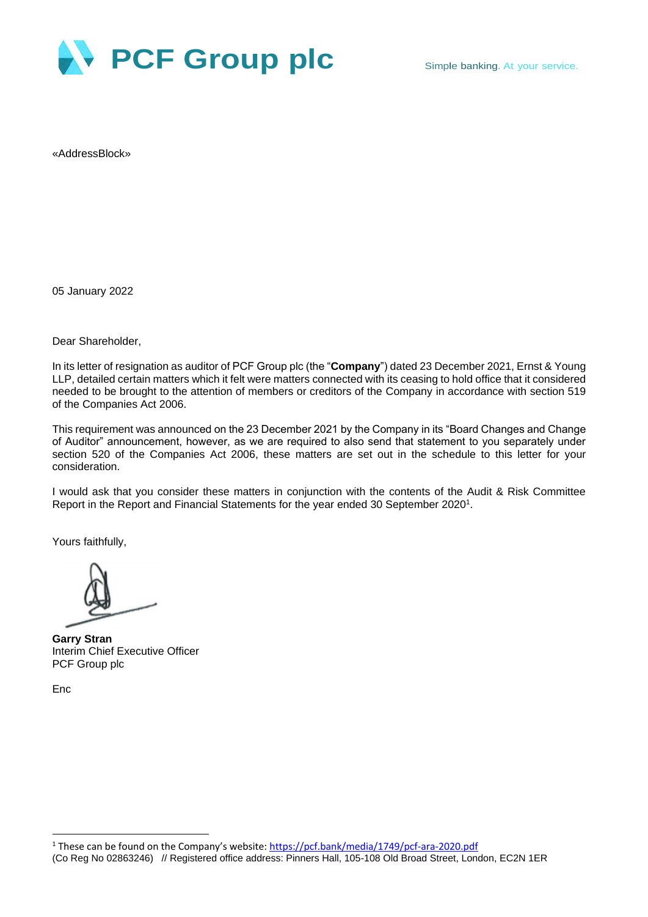# PCF Group plc

Simple banking. At your service.

«AddressBlock»

05 January 2022

Dear Shareholder,

In its letter of resignation as auditor of PCF Group plc (the "**Company**") dated 23 December 2021, Ernst & Young LLP, detailed certain matters which it felt were matters connected with its ceasing to hold office that it considered needed to be brought to the attention of members or creditors of the Company in accordance with section 519 of the Companies Act 2006.

This requirement was announced on the 23 December 2021 by the Company in its "Board Changes and Change of Auditor" announcement, however, as we are required to also send that statement to you separately under section 520 of the Companies Act 2006, these matters are set out in the schedule to this letter for your consideration.

I would ask that you consider these matters in conjunction with the contents of the Audit & Risk Committee Report in the Report and Financial Statements for the year ended 30 September 2020[1].

Yours faithfully,

**Garry Stran**
Interim Chief Executive Officer
PCF Group plc

Enc

---

[1] These can be found on the Company's website: https://pcf.bank/media/1749/pcf-ara-2020.pdf

(Co Reg No 02863246) // Registered office address: Pinners Hall, 105-108 Old Broad Street, London, EC2N 1ER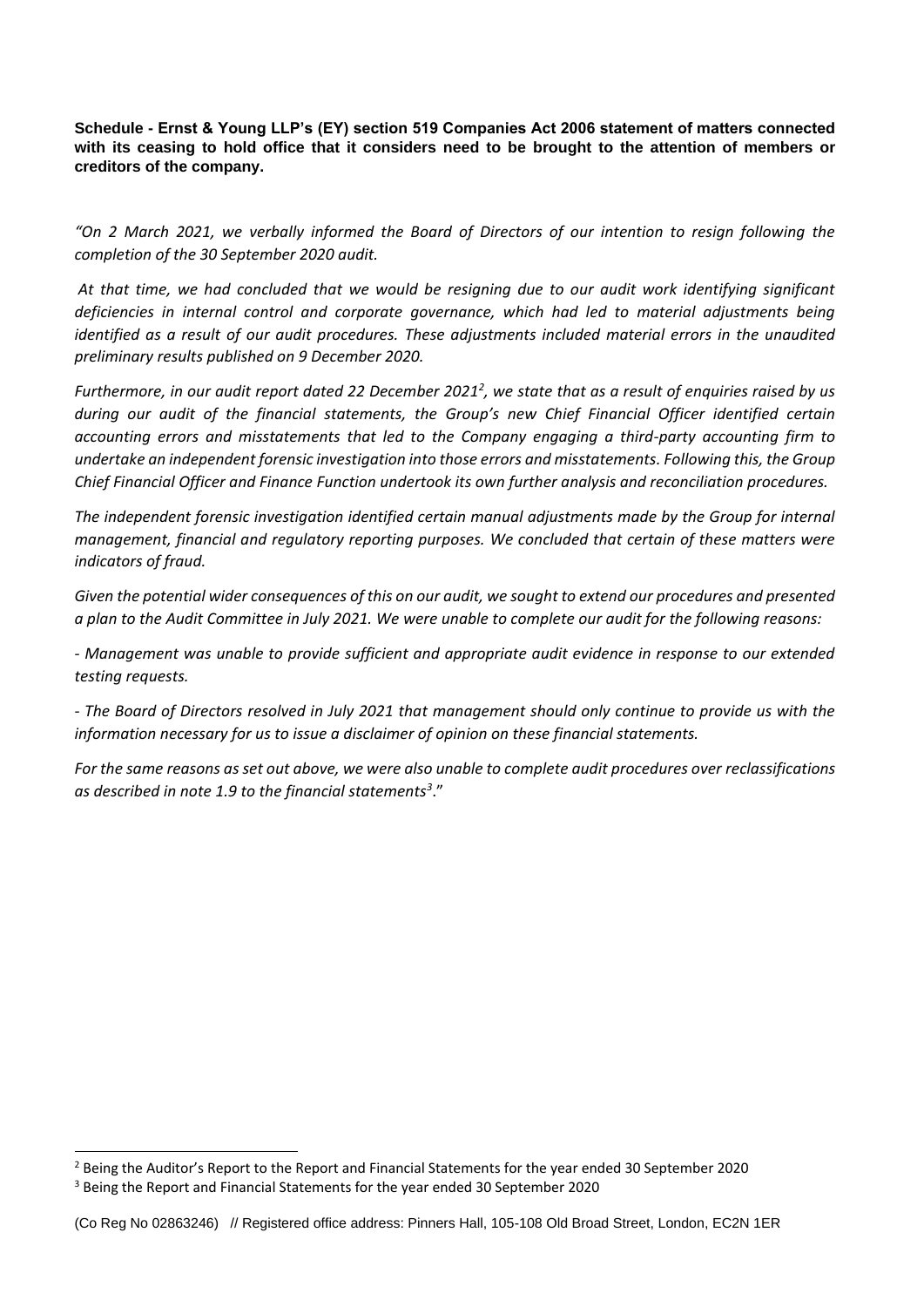**Schedule - Ernst & Young LLP's (EY) section 519 Companies Act 2006 statement of matters connected with its ceasing to hold office that it considers need to be brought to the attention of members or creditors of the company.**

*"On 2 March 2021, we verbally informed the Board of Directors of our intention to resign following the completion of the 30 September 2020 audit.*

*At that time, we had concluded that we would be resigning due to our audit work identifying significant deficiencies in internal control and corporate governance, which had led to material adjustments being identified as a result of our audit procedures. These adjustments included material errors in the unaudited preliminary results published on 9 December 2020.*

*Furthermore, in our audit report dated 22 December 2021*[2]*, we state that as a result of enquiries raised by us during our audit of the financial statements, the Group's new Chief Financial Officer identified certain accounting errors and misstatements that led to the Company engaging a third-party accounting firm to undertake an independent forensic investigation into those errors and misstatements. Following this, the Group Chief Financial Officer and Finance Function undertook its own further analysis and reconciliation procedures.*

*The independent forensic investigation identified certain manual adjustments made by the Group for internal management, financial and regulatory reporting purposes. We concluded that certain of these matters were indicators of fraud.*

*Given the potential wider consequences of this on our audit, we sought to extend our procedures and presented a plan to the Audit Committee in July 2021. We were unable to complete our audit for the following reasons:*

*- Management was unable to provide sufficient and appropriate audit evidence in response to our extended testing requests.*

*- The Board of Directors resolved in July 2021 that management should only continue to provide us with the information necessary for us to issue a disclaimer of opinion on these financial statements.*

*For the same reasons as set out above, we were also unable to complete audit procedures over reclassifications as described in note 1.9 to the financial statements*[3]*."*

---

[2] Being the Auditor's Report to the Report and Financial Statements for the year ended 30 September 2020

[3] Being the Report and Financial Statements for the year ended 30 September 2020

(Co Reg No 02863246) // Registered office address: Pinners Hall, 105-108 Old Broad Street, London, EC2N 1ER